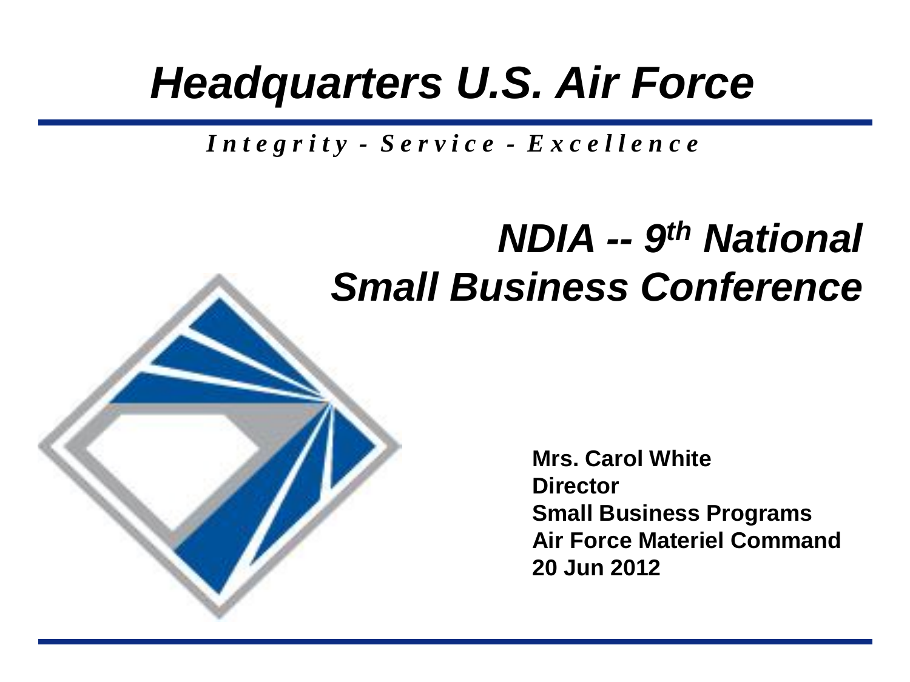# *Headquarters U.S. Air Force*

*Integrity - Service - Excellence*

## *NDIA -- 9th National Small Business Conference*

**Mrs. Carol White**
**Director**
**Small Business Programs**
**Air Force Materiel Command**
**20 Jun 2012**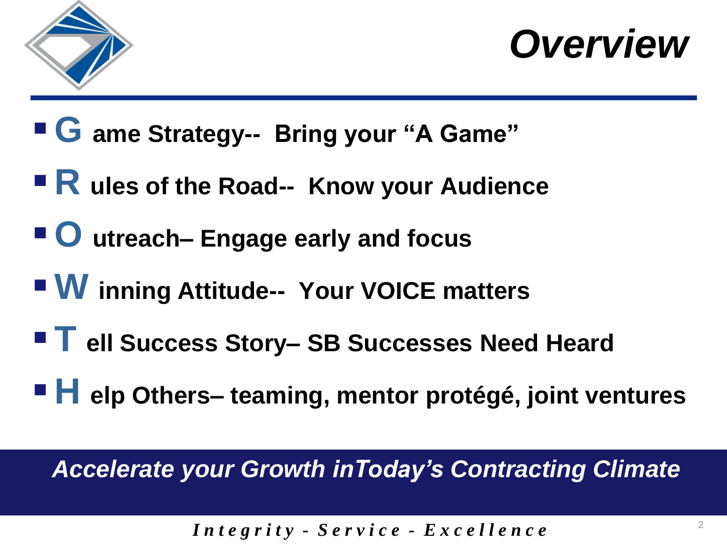# Overview

- **G ame Strategy-- Bring your "A Game"**
- **R ules of the Road-- Know your Audience**
- **O utreach– Engage early and focus**
- **W inning Attitude-- Your VOICE matters**
- **T ell Success Story– SB Successes Need Heard**
- **H elp Others– teaming, mentor protégé, joint ventures**

***Accelerate your Growth inToday's Contracting Climate***

*Integrity - Service - Excellence*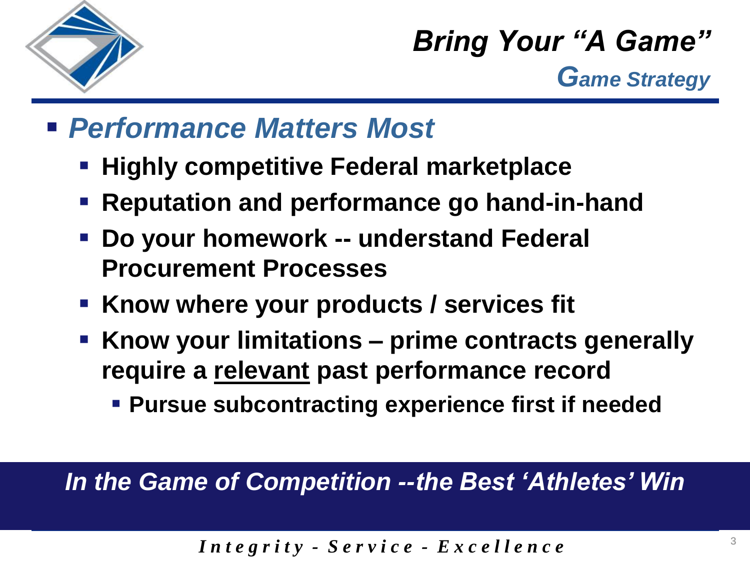# *Bring Your "A Game"*

## *Game Strategy*

- ***Performance Matters Most***
  - **Highly competitive Federal marketplace**
  - **Reputation and performance go hand-in-hand**
  - **Do your homework -- understand Federal Procurement Processes**
  - **Know where your products / services fit**
  - **Know your limitations – prime contracts generally require a <u>relevant</u> past performance record**
    - **Pursue subcontracting experience first if needed**

***In the Game of Competition --the Best 'Athletes' Win***

*Integrity - Service - Excellence*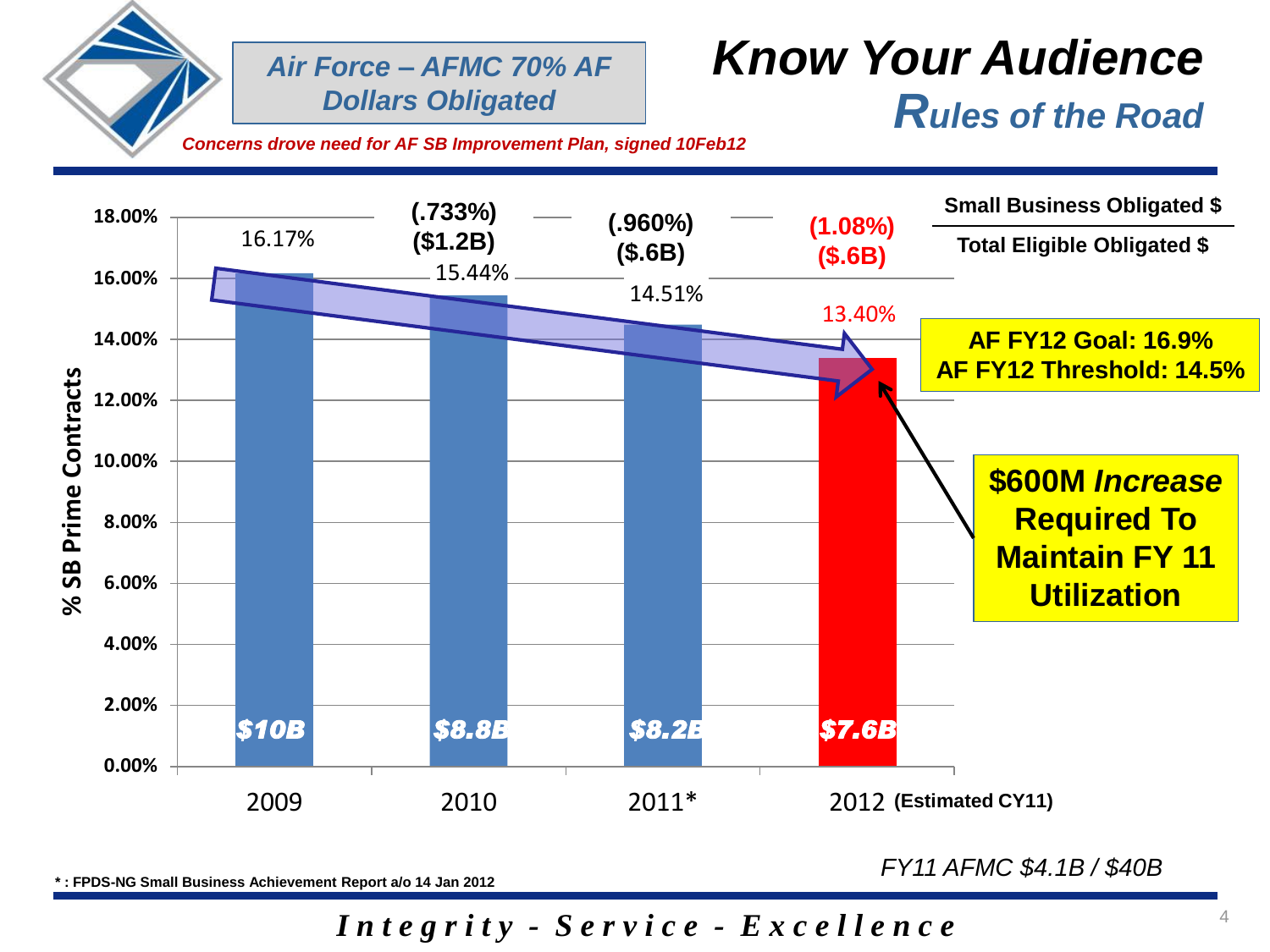# Know Your Audience

## Rules of the Road

**Air Force – AFMC 70% AF Dollars Obligated**

*Concerns drove need for AF SB Improvement Plan, signed 10Feb12*

**% SB Prime Contracts**

| Year | % SB Prime Contracts | SB Obligated $ | Change |
|---|---|---|---|
| 2009 | 16.17% | $10B | |
| 2010 | 15.44% | $8.8B | (.733%) ($1.2B) |
| 2011* | 14.51% | $8.2B | (.960%) ($.6B) |
| 2012 (Estimated CY11) | 13.40% | $7.6B | (1.08%) ($.6B) |

**Small Business Obligated $ / Total Eligible Obligated $**

**AF FY12 Goal: 16.9%**
**AF FY12 Threshold: 14.5%**

**$600M *Increase* Required To Maintain FY 11 Utilization**

*FY11 AFMC $4.1B / $40B*

**\* : FPDS-NG Small Business Achievement Report a/o 14 Jan 2012**

*Integrity - Service - Excellence*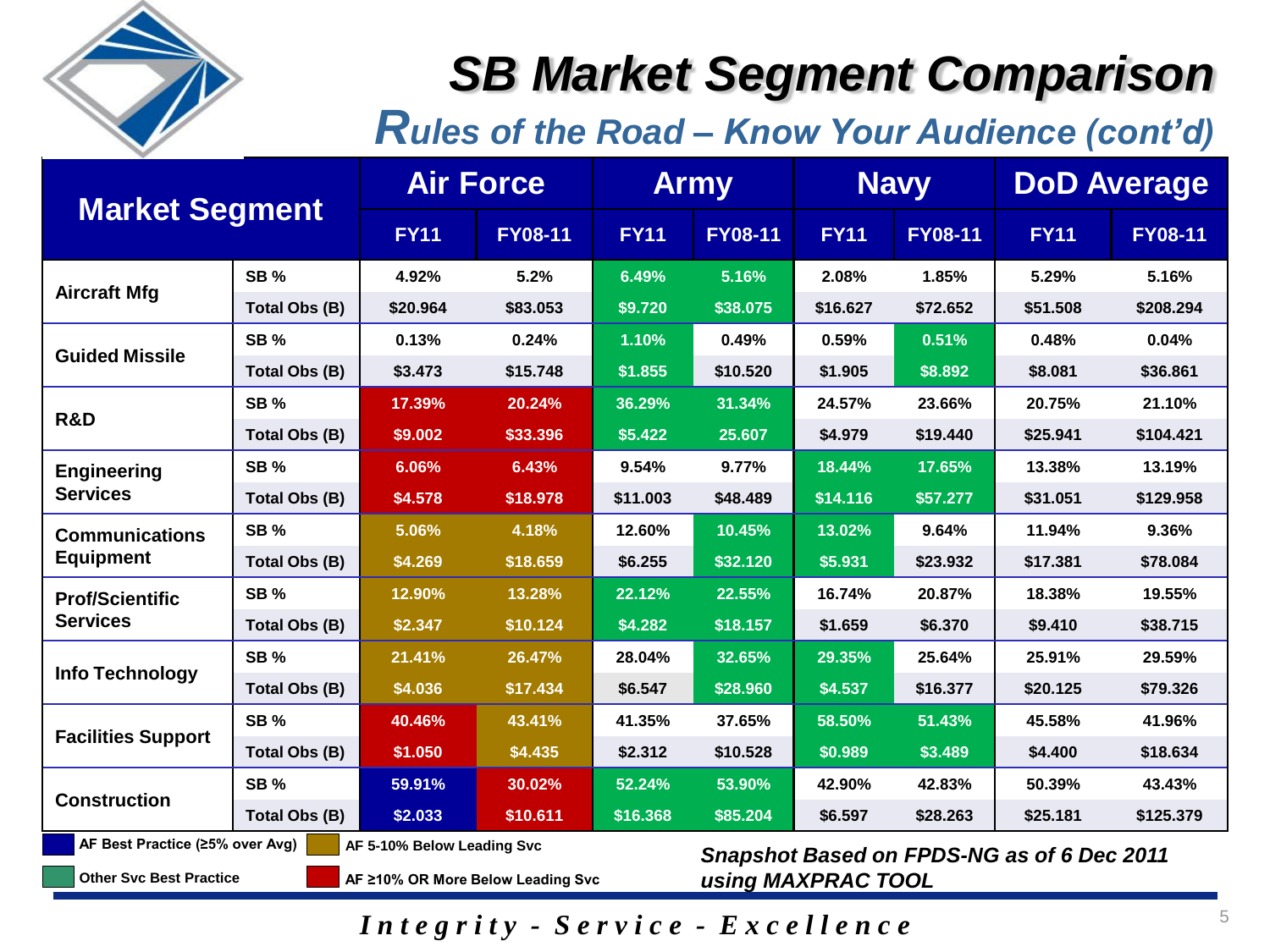# SB Market Segment Comparison

## Rules of the Road – Know Your Audience (cont'd)

| Market Segment | | Air Force | | Army | | Navy | | DoD Average | |
|---|---|---|---|---|---|---|---|---|---|
| | | FY11 | FY08-11 | FY11 | FY08-11 | FY11 | FY08-11 | FY11 | FY08-11 |
| Aircraft Mfg | SB % | 4.92% | 5.2% | 6.49% | 5.16% | 2.08% | 1.85% | 5.29% | 5.16% |
| | Total Obs (B) | $20.964 | $83.053 | $9.720 | $38.075 | $16.627 | $72.652 | $51.508 | $208.294 |
| Guided Missile | SB % | 0.13% | 0.24% | 1.10% | 0.49% | 0.59% | 0.51% | 0.48% | 0.04% |
| | Total Obs (B) | $3.473 | $15.748 | $1.855 | $10.520 | $1.905 | $8.892 | $8.081 | $36.861 |
| R&D | SB % | 17.39% | 20.24% | 36.29% | 31.34% | 24.57% | 23.66% | 20.75% | 21.10% |
| | Total Obs (B) | $9.002 | $33.396 | $5.422 | 25.607 | $4.979 | $19.440 | $25.941 | $104.421 |
| Engineering Services | SB % | 6.06% | 6.43% | 9.54% | 9.77% | 18.44% | 17.65% | 13.38% | 13.19% |
| | Total Obs (B) | $4.578 | $18.978 | $11.003 | $48.489 | $14.116 | $57.277 | $31.051 | $129.958 |
| Communications Equipment | SB % | 5.06% | 4.18% | 12.60% | 10.45% | 13.02% | 9.64% | 11.94% | 9.36% |
| | Total Obs (B) | $4.269 | $18.659 | $6.255 | $32.120 | $5.931 | $23.932 | $17.381 | $78.084 |
| Prof/Scientific Services | SB % | 12.90% | 13.28% | 22.12% | 22.55% | 16.74% | 20.87% | 18.38% | 19.55% |
| | Total Obs (B) | $2.347 | $10.124 | $4.282 | $18.157 | $1.659 | $6.370 | $9.410 | $38.715 |
| Info Technology | SB % | 21.41% | 26.47% | 28.04% | 32.65% | 29.35% | 25.64% | 25.91% | 29.59% |
| | Total Obs (B) | $4.036 | $17.434 | $6.547 | $28.960 | $4.537 | $16.377 | $20.125 | $79.326 |
| Facilities Support | SB % | 40.46% | 43.41% | 41.35% | 37.65% | 58.50% | 51.43% | 45.58% | 41.96% |
| | Total Obs (B) | $1.050 | $4.435 | $2.312 | $10.528 | $0.989 | $3.489 | $4.400 | $18.634 |
| Construction | SB % | 59.91% | 30.02% | 52.24% | 53.90% | 42.90% | 42.83% | 50.39% | 43.43% |
| | Total Obs (B) | $2.033 | $10.611 | $16.368 | $85.204 | $6.597 | $28.263 | $25.181 | $125.379 |

Legend:
- AF Best Practice (≥5% over Avg)
- AF 5-10% Below Leading Svc
- Other Svc Best Practice
- AF ≥10% OR More Below Leading Svc

***Snapshot Based on FPDS-NG as of 6 Dec 2011 using MAXPRAC TOOL***

*Integrity - Service - Excellence*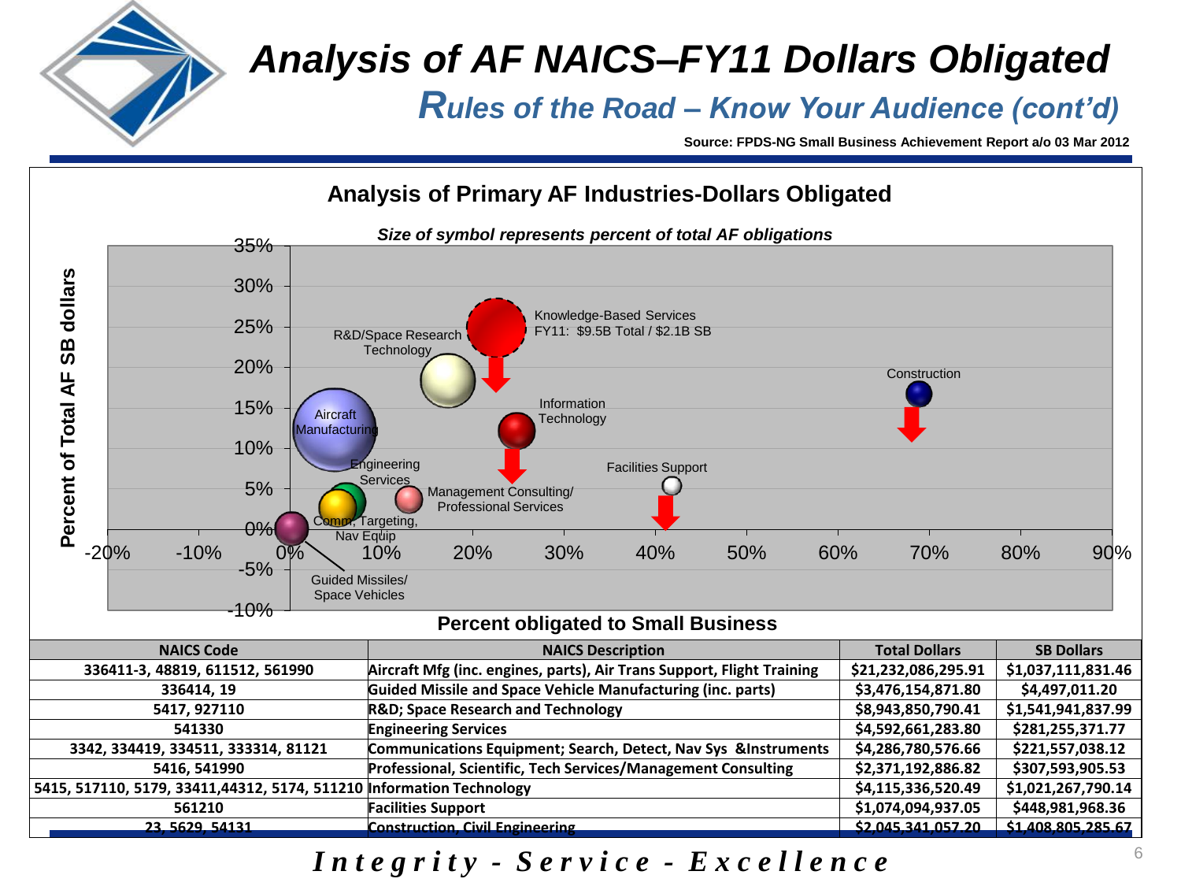# Analysis of AF NAICS–FY11 Dollars Obligated

## Rules of the Road – Know Your Audience (cont'd)

**Source: FPDS-NG Small Business Achievement Report a/o 03 Mar 2012**

### Analysis of Primary AF Industries-Dollars Obligated

*Size of symbol represents percent of total AF obligations*

Knowledge-Based Services FY11: $9.5B Total / $2.1B SB

Y-axis: Percent of Total AF SB dollars (-10% to 35%)

X-axis: Percent obligated to Small Business (-20% to 90%)

Labels: R&D/Space Research Technology; Knowledge-Based Services; Construction; Information Technology; Aircraft Manufacturing; Engineering Services; Facilities Support; Management Consulting/ Professional Services; Comm, Targeting, Nav Equip; Guided Missiles/ Space Vehicles

| NAICS Code | NAICS Description | Total Dollars | SB Dollars |
|---|---|---|---|
| 336411-3, 48819, 611512, 561990 | Aircraft Mfg (inc. engines, parts), Air Trans Support, Flight Training | $21,232,086,295.91 | $1,037,111,831.46 |
| 336414, 19 | Guided Missile and Space Vehicle Manufacturing (inc. parts) | $3,476,154,871.80 | $4,497,011.20 |
| 5417, 927110 | R&D; Space Research and Technology | $8,943,850,790.41 | $1,541,941,837.99 |
| 541330 | Engineering Services | $4,592,661,283.80 | $281,255,371.77 |
| 3342, 334419, 334511, 333314, 81121 | Communications Equipment; Search, Detect, Nav Sys &Instruments | $4,286,780,576.66 | $221,557,038.12 |
| 5416, 541990 | Professional, Scientific, Tech Services/Management Consulting | $2,371,192,886.82 | $307,593,905.53 |
| 5415, 517110, 5179, 33411,44312, 5174, 511210 | Information Technology | $4,115,336,520.49 | $1,021,267,790.14 |
| 561210 | Facilities Support | $1,074,094,937.05 | $448,981,968.36 |
| 23, 5629, 54131 | Construction, Civil Engineering | $2,045,341,057.20 | $1,408,805,285.67 |

*Integrity - Service - Excellence*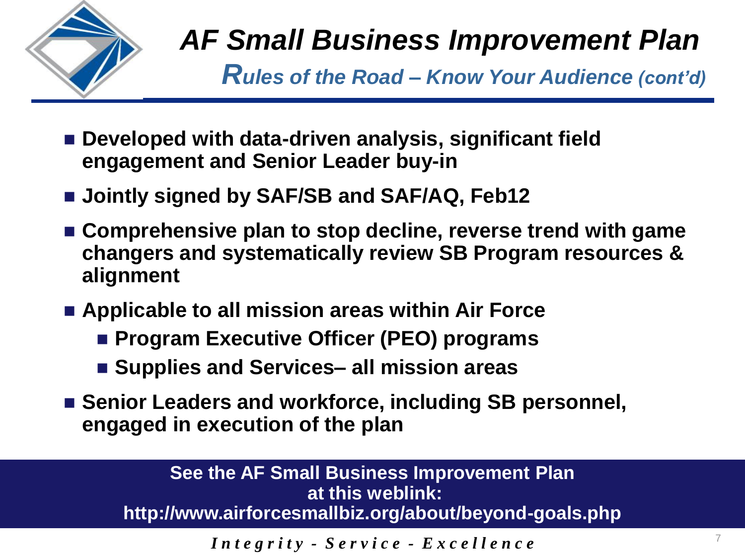# *AF Small Business Improvement Plan*

## *Rules of the Road – Know Your Audience (cont'd)*

- **Developed with data-driven analysis, significant field engagement and Senior Leader buy-in**
- **Jointly signed by SAF/SB and SAF/AQ, Feb12**
- **Comprehensive plan to stop decline, reverse trend with game changers and systematically review SB Program resources & alignment**
- **Applicable to all mission areas within Air Force**
  - **Program Executive Officer (PEO) programs**
  - **Supplies and Services– all mission areas**
- **Senior Leaders and workforce, including SB personnel, engaged in execution of the plan**

**See the AF Small Business Improvement Plan at this weblink: http://www.airforcesmallbiz.org/about/beyond-goals.php**

*Integrity - Service - Excellence*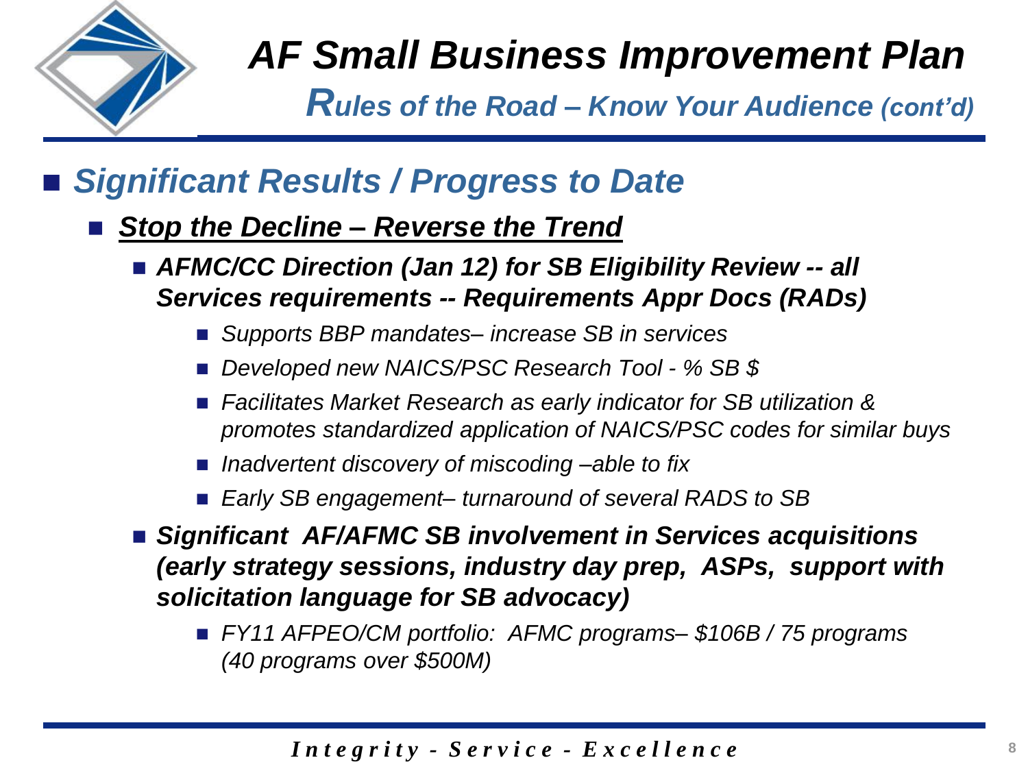# *AF Small Business Improvement Plan*

## *Rules of the Road – Know Your Audience (cont'd)*

- ***Significant Results / Progress to Date***
  - ***Stop the Decline – Reverse the Trend***
    - ***AFMC/CC Direction (Jan 12) for SB Eligibility Review -- all Services requirements -- Requirements Appr Docs (RADs)***
      - *Supports BBP mandates– increase SB in services*
      - *Developed new NAICS/PSC Research Tool - % SB $*
      - *Facilitates Market Research as early indicator for SB utilization & promotes standardized application of NAICS/PSC codes for similar buys*
      - *Inadvertent discovery of miscoding –able to fix*
      - *Early SB engagement– turnaround of several RADS to SB*
    - ***Significant AF/AFMC SB involvement in Services acquisitions (early strategy sessions, industry day prep, ASPs, support with solicitation language for SB advocacy)***
      - *FY11 AFPEO/CM portfolio: AFMC programs– $106B / 75 programs (40 programs over $500M)*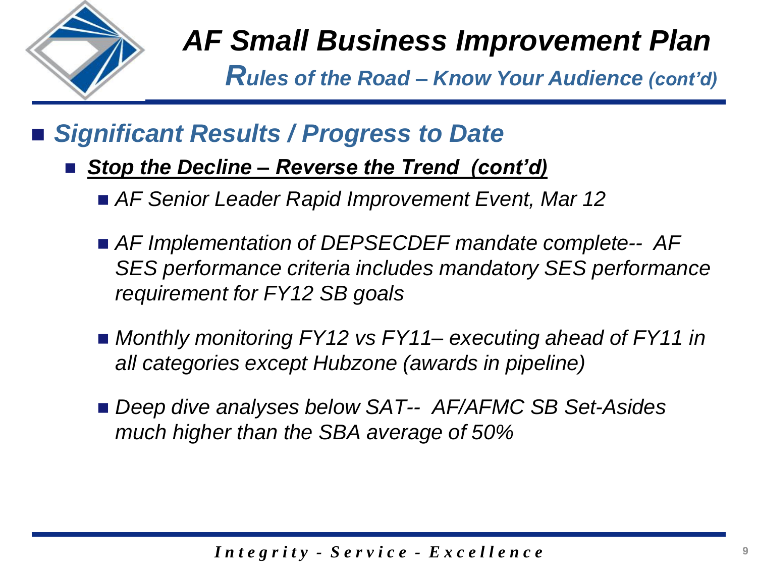# *AF Small Business Improvement Plan*

## *Rules of the Road – Know Your Audience (cont'd)*

- ***Significant Results / Progress to Date***
  - ***Stop the Decline – Reverse the Trend (cont'd)***
    - *AF Senior Leader Rapid Improvement Event, Mar 12*
    - *AF Implementation of DEPSECDEF mandate complete-- AF SES performance criteria includes mandatory SES performance requirement for FY12 SB goals*
    - *Monthly monitoring FY12 vs FY11– executing ahead of FY11 in all categories except Hubzone (awards in pipeline)*
    - *Deep dive analyses below SAT-- AF/AFMC SB Set-Asides much higher than the SBA average of 50%*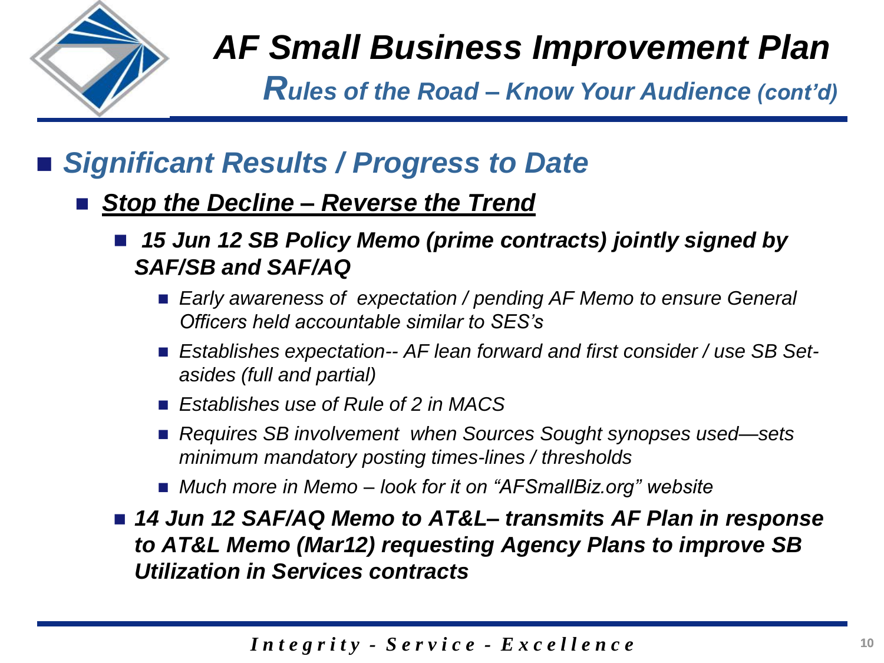# *AF Small Business Improvement Plan*

## ***Rules of the Road – Know Your Audience (cont'd)***

- ***Significant Results / Progress to Date***
  - ***Stop the Decline – Reverse the Trend***
    - ***15 Jun 12 SB Policy Memo (prime contracts) jointly signed by SAF/SB and SAF/AQ***
      - *Early awareness of expectation / pending AF Memo to ensure General Officers held accountable similar to SES's*
      - *Establishes expectation-- AF lean forward and first consider / use SB Set-asides (full and partial)*
      - *Establishes use of Rule of 2 in MACS*
      - *Requires SB involvement when Sources Sought synopses used—sets minimum mandatory posting times-lines / thresholds*
      - *Much more in Memo – look for it on "AFSmallBiz.org" website*
    - ***14 Jun 12 SAF/AQ Memo to AT&L– transmits AF Plan in response to AT&L Memo (Mar12) requesting Agency Plans to improve SB Utilization in Services contracts***

*Integrity - Service - Excellence*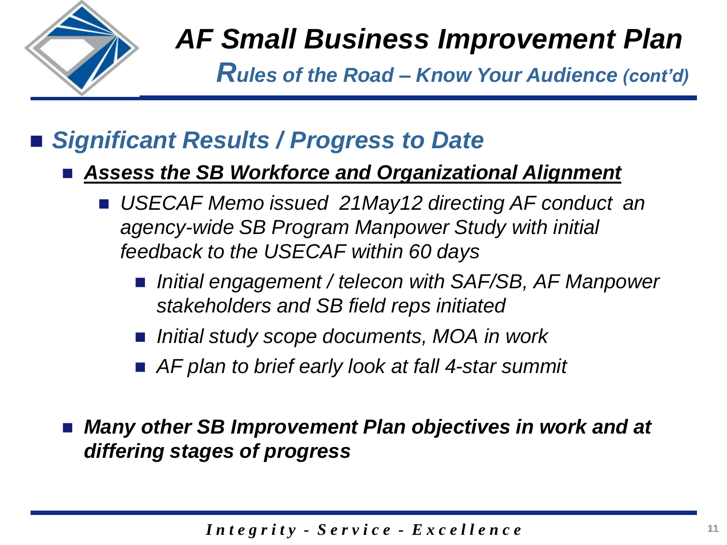# *AF Small Business Improvement Plan*

## *Rules of the Road – Know Your Audience (cont'd)*

- ***Significant Results / Progress to Date***
  - ***Assess the SB Workforce and Organizational Alignment***
    - *USECAF Memo issued 21May12 directing AF conduct an agency-wide SB Program Manpower Study with initial feedback to the USECAF within 60 days*
      - *Initial engagement / telecon with SAF/SB, AF Manpower stakeholders and SB field reps initiated*
      - *Initial study scope documents, MOA in work*
      - *AF plan to brief early look at fall 4-star summit*
  - ***Many other SB Improvement Plan objectives in work and at differing stages of progress***

*Integrity - Service - Excellence*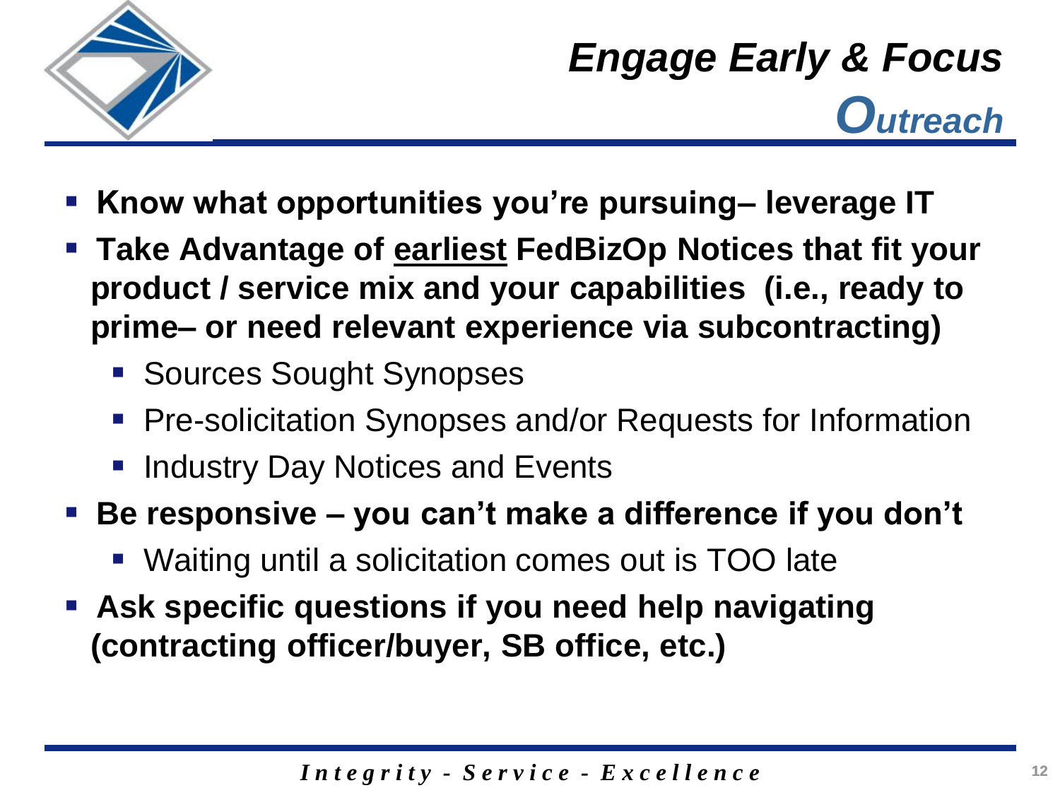# *Engage Early & Focus*

## *Outreach*

- **Know what opportunities you're pursuing– leverage IT**
- **Take Advantage of <u>earliest</u> FedBizOp Notices that fit your product / service mix and your capabilities (i.e., ready to prime– or need relevant experience via subcontracting)**
  - Sources Sought Synopses
  - Pre-solicitation Synopses and/or Requests for Information
  - Industry Day Notices and Events
- **Be responsive – you can't make a difference if you don't**
  - Waiting until a solicitation comes out is TOO late
- **Ask specific questions if you need help navigating (contracting officer/buyer, SB office, etc.)**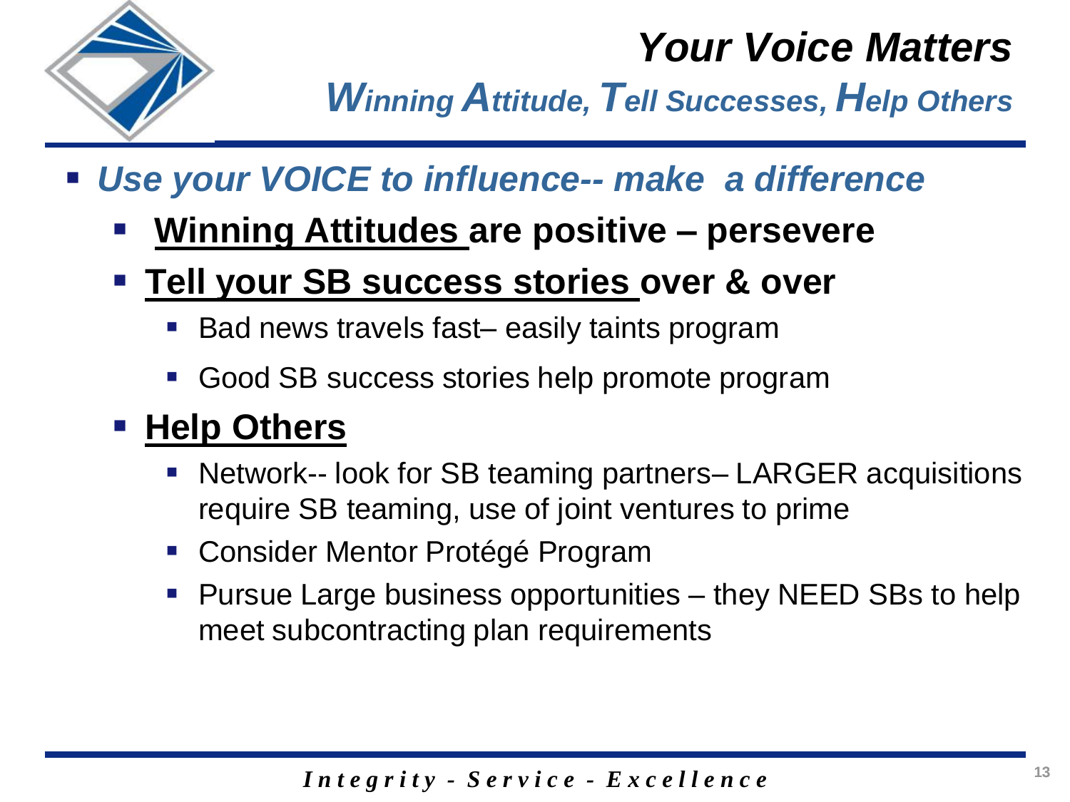# *Your Voice Matters*

## *Winning Attitude, Tell Successes, Help Others*

- ***Use your VOICE to influence-- make a difference***
  - **Winning Attitudes are positive – persevere**
  - **Tell your SB success stories over & over**
    - Bad news travels fast– easily taints program
    - Good SB success stories help promote program
  - **Help Others**
    - Network-- look for SB teaming partners– LARGER acquisitions require SB teaming, use of joint ventures to prime
    - Consider Mentor Protégé Program
    - Pursue Large business opportunities – they NEED SBs to help meet subcontracting plan requirements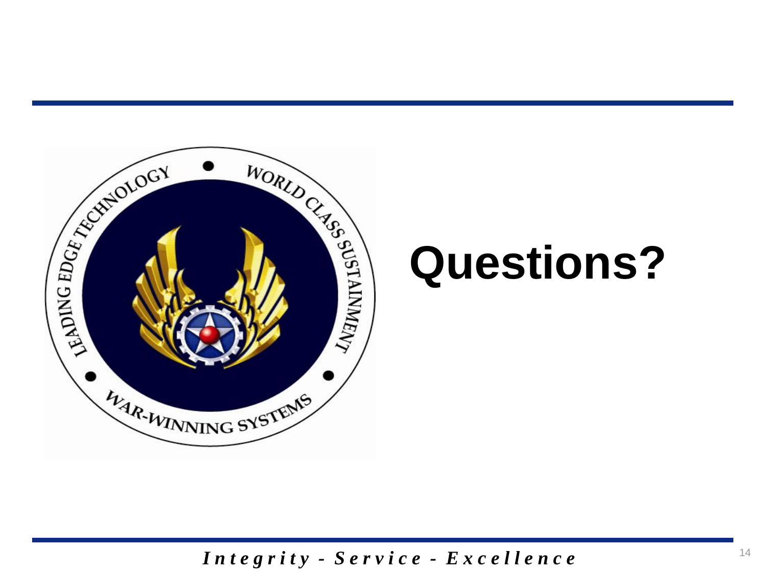# Questions?

*Integrity - Service - Excellence*